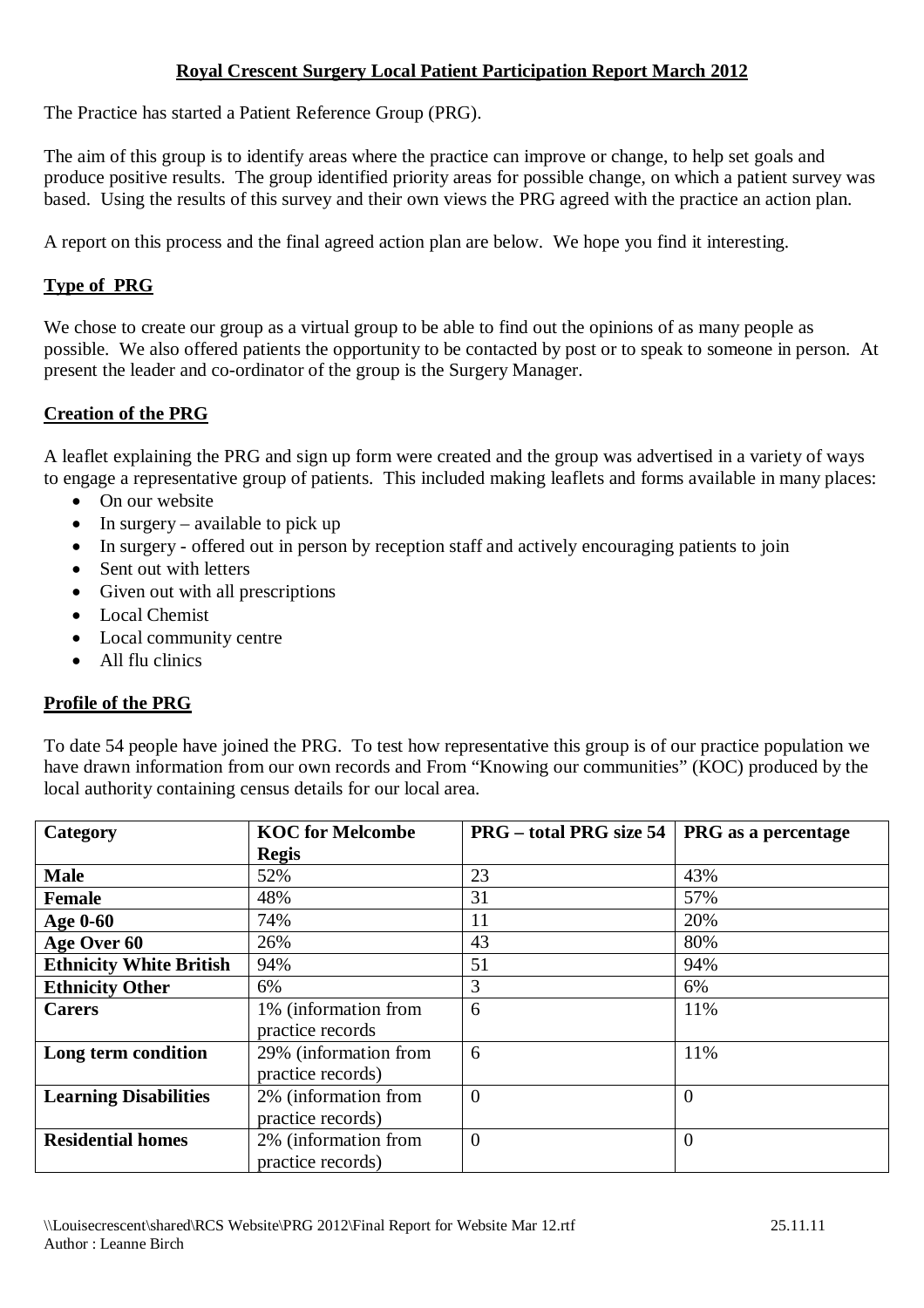# Royal Crescent Surgery Local Patient Participation Report March 2012

The Practice has started a Patient Reference Group (PRG).

The aim of this group is to identify areas where the practice can improve or change, to help set goals and produce positive results. The group identified priority areas for possible change, on which a patient survey was based. Using the results of this survey and their own views the PRG agreed with the practice an action plan.

A report on this process and the final agreed action plan are below. We hope you find it interesting.

## Type of PRG

We chose to create our group as a virtual group to be able to find out the opinions of as many people as possible. We also offered patients the opportunity to be contacted by post or to speak to someone in person. At present the leader and co-ordinator of the group is the Surgery Manager.

## Creation of the PRG

A leaflet explaining the PRG and sign up form were created and the group was advertised in a variety of ways to engage a representative group of patients. This included making leaflets and forms available in many places:

- On our website
- In surgery – available to pick up
- In surgery - offered out in person by reception staff and actively encouraging patients to join
- Sent out with letters
- Given out with all prescriptions
- Local Chemist
- Local community centre
- All flu clinics

## Profile of the PRG

To date 54 people have joined the PRG. To test how representative this group is of our practice population we have drawn information from our own records and From "Knowing our communities" (KOC) produced by the local authority containing census details for our local area.

| Category | KOC for Melcombe Regis | PRG – total PRG size 54 | PRG as a percentage |
|---|---|---|---|
| **Male** | 52% | 23 | 43% |
| **Female** | 48% | 31 | 57% |
| **Age 0-60** | 74% | 11 | 20% |
| **Age Over 60** | 26% | 43 | 80% |
| **Ethnicity White British** | 94% | 51 | 94% |
| **Ethnicity Other** | 6% | 3 | 6% |
| **Carers** | 1% (information from practice records | 6 | 11% |
| **Long term condition** | 29% (information from practice records) | 6 | 11% |
| **Learning Disabilities** | 2% (information from practice records) | 0 | 0 |
| **Residential homes** | 2% (information from practice records) | 0 | 0 |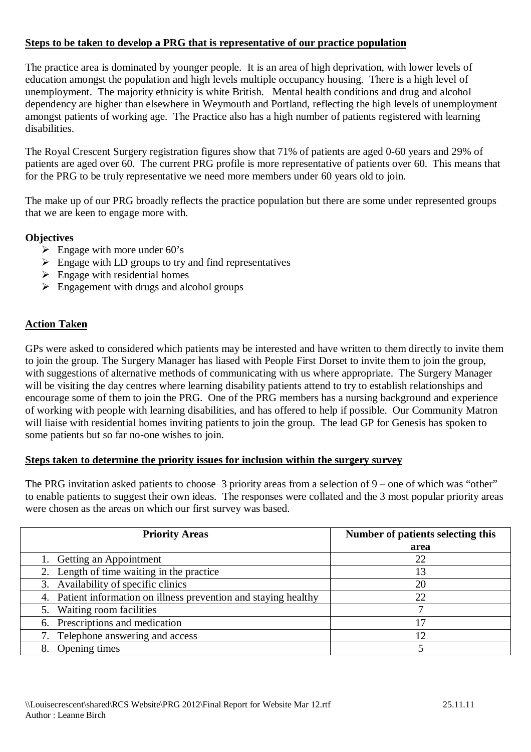**Steps to be taken to develop a PRG that is representative of our practice population**

The practice area is dominated by younger people. It is an area of high deprivation, with lower levels of education amongst the population and high levels multiple occupancy housing. There is a high level of unemployment. The majority ethnicity is white British. Mental health conditions and drug and alcohol dependency are higher than elsewhere in Weymouth and Portland, reflecting the high levels of unemployment amongst patients of working age. The Practice also has a high number of patients registered with learning disabilities.

The Royal Crescent Surgery registration figures show that 71% of patients are aged 0-60 years and 29% of patients are aged over 60. The current PRG profile is more representative of patients over 60. This means that for the PRG to be truly representative we need more members under 60 years old to join.

The make up of our PRG broadly reflects the practice population but there are some under represented groups that we are keen to engage more with.

**Objectives**

- Engage with more under 60's
- Engage with LD groups to try and find representatives
- Engage with residential homes
- Engagement with drugs and alcohol groups

**Action Taken**

GPs were asked to considered which patients may be interested and have written to them directly to invite them to join the group. The Surgery Manager has liased with People First Dorset to invite them to join the group, with suggestions of alternative methods of communicating with us where appropriate. The Surgery Manager will be visiting the day centres where learning disability patients attend to try to establish relationships and encourage some of them to join the PRG. One of the PRG members has a nursing background and experience of working with people with learning disabilities, and has offered to help if possible. Our Community Matron will liaise with residential homes inviting patients to join the group. The lead GP for Genesis has spoken to some patients but so far no-one wishes to join.

**Steps taken to determine the priority issues for inclusion within the surgery survey**

The PRG invitation asked patients to choose 3 priority areas from a selection of 9 – one of which was "other" to enable patients to suggest their own ideas. The responses were collated and the 3 most popular priority areas were chosen as the areas on which our first survey was based.

| Priority Areas | Number of patients selecting this area |
|---|---|
| 1. Getting an Appointment | 22 |
| 2. Length of time waiting in the practice | 13 |
| 3. Availability of specific clinics | 20 |
| 4. Patient information on illness prevention and staying healthy | 22 |
| 5. Waiting room facilities | 7 |
| 6. Prescriptions and medication | 17 |
| 7. Telephone answering and access | 12 |
| 8. Opening times | 5 |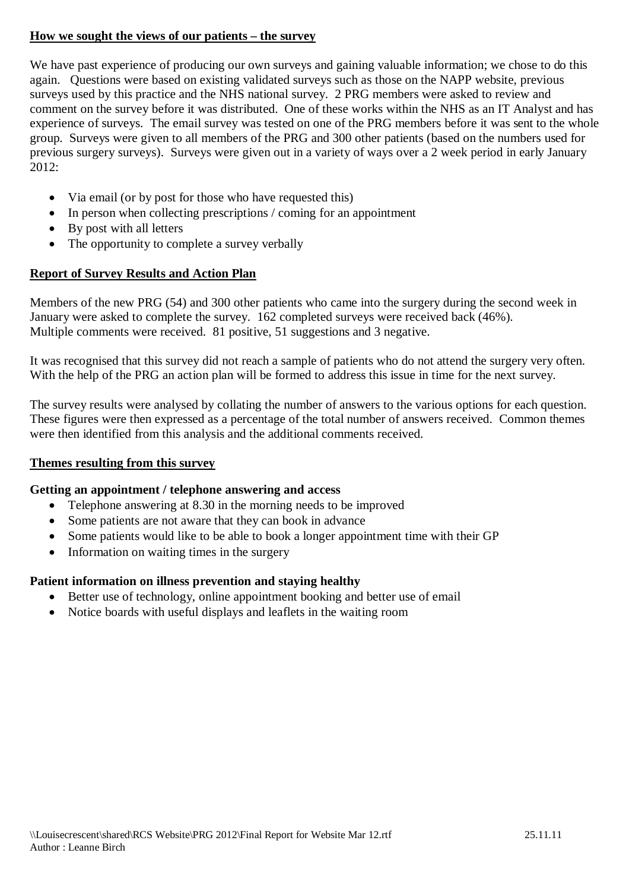## How we sought the views of our patients – the survey

We have past experience of producing our own surveys and gaining valuable information; we chose to do this again. Questions were based on existing validated surveys such as those on the NAPP website, previous surveys used by this practice and the NHS national survey. 2 PRG members were asked to review and comment on the survey before it was distributed. One of these works within the NHS as an IT Analyst and has experience of surveys. The email survey was tested on one of the PRG members before it was sent to the whole group. Surveys were given to all members of the PRG and 300 other patients (based on the numbers used for previous surgery surveys). Surveys were given out in a variety of ways over a 2 week period in early January 2012:

- Via email (or by post for those who have requested this)
- In person when collecting prescriptions / coming for an appointment
- By post with all letters
- The opportunity to complete a survey verbally

## Report of Survey Results and Action Plan

Members of the new PRG (54) and 300 other patients who came into the surgery during the second week in January were asked to complete the survey. 162 completed surveys were received back (46%). Multiple comments were received. 81 positive, 51 suggestions and 3 negative.

It was recognised that this survey did not reach a sample of patients who do not attend the surgery very often. With the help of the PRG an action plan will be formed to address this issue in time for the next survey.

The survey results were analysed by collating the number of answers to the various options for each question. These figures were then expressed as a percentage of the total number of answers received. Common themes were then identified from this analysis and the additional comments received.

## Themes resulting from this survey

### Getting an appointment / telephone answering and access

- Telephone answering at 8.30 in the morning needs to be improved
- Some patients are not aware that they can book in advance
- Some patients would like to be able to book a longer appointment time with their GP
- Information on waiting times in the surgery

### Patient information on illness prevention and staying healthy

- Better use of technology, online appointment booking and better use of email
- Notice boards with useful displays and leaflets in the waiting room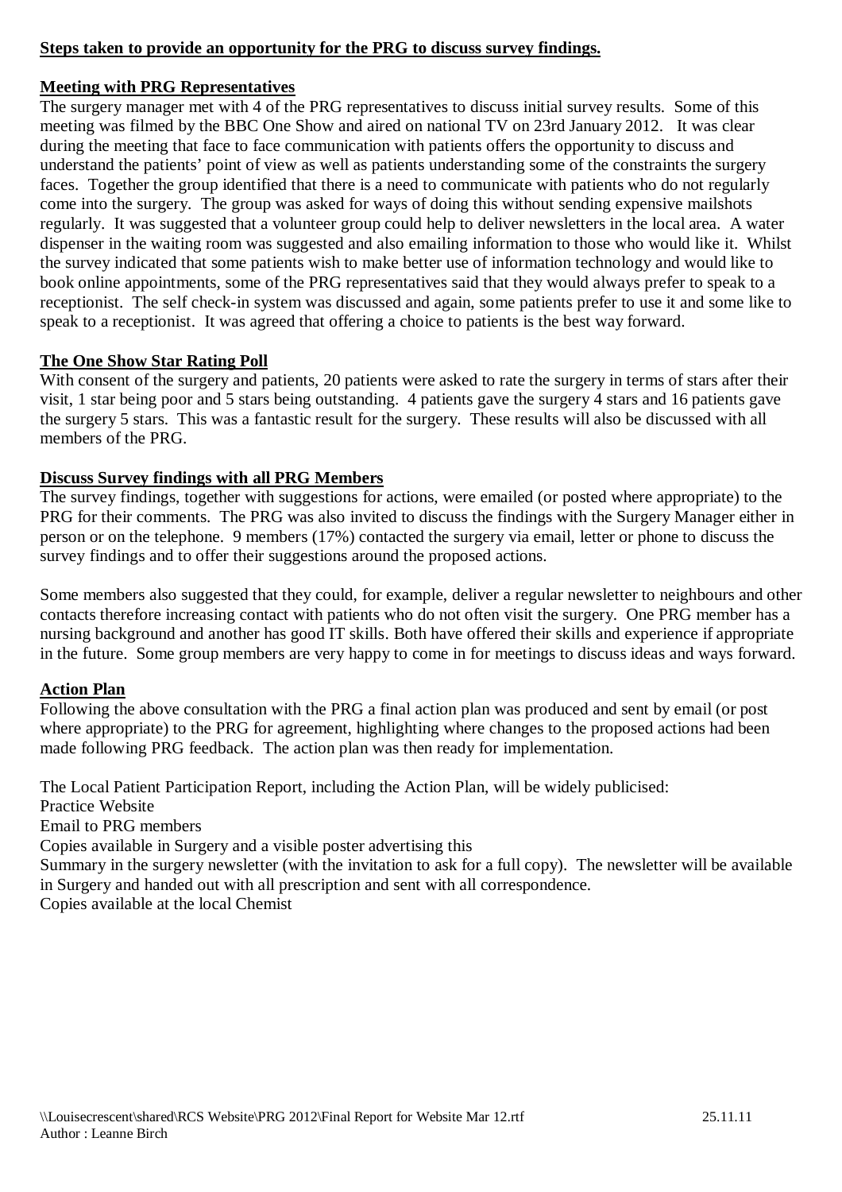**Steps taken to provide an opportunity for the PRG to discuss survey findings.**

**Meeting with PRG Representatives**

The surgery manager met with 4 of the PRG representatives to discuss initial survey results. Some of this meeting was filmed by the BBC One Show and aired on national TV on 23rd January 2012. It was clear during the meeting that face to face communication with patients offers the opportunity to discuss and understand the patients' point of view as well as patients understanding some of the constraints the surgery faces. Together the group identified that there is a need to communicate with patients who do not regularly come into the surgery. The group was asked for ways of doing this without sending expensive mailshots regularly. It was suggested that a volunteer group could help to deliver newsletters in the local area. A water dispenser in the waiting room was suggested and also emailing information to those who would like it. Whilst the survey indicated that some patients wish to make better use of information technology and would like to book online appointments, some of the PRG representatives said that they would always prefer to speak to a receptionist. The self check-in system was discussed and again, some patients prefer to use it and some like to speak to a receptionist. It was agreed that offering a choice to patients is the best way forward.

**The One Show Star Rating Poll**

With consent of the surgery and patients, 20 patients were asked to rate the surgery in terms of stars after their visit, 1 star being poor and 5 stars being outstanding. 4 patients gave the surgery 4 stars and 16 patients gave the surgery 5 stars. This was a fantastic result for the surgery. These results will also be discussed with all members of the PRG.

**Discuss Survey findings with all PRG Members**

The survey findings, together with suggestions for actions, were emailed (or posted where appropriate) to the PRG for their comments. The PRG was also invited to discuss the findings with the Surgery Manager either in person or on the telephone. 9 members (17%) contacted the surgery via email, letter or phone to discuss the survey findings and to offer their suggestions around the proposed actions.

Some members also suggested that they could, for example, deliver a regular newsletter to neighbours and other contacts therefore increasing contact with patients who do not often visit the surgery. One PRG member has a nursing background and another has good IT skills. Both have offered their skills and experience if appropriate in the future. Some group members are very happy to come in for meetings to discuss ideas and ways forward.

**Action Plan**

Following the above consultation with the PRG a final action plan was produced and sent by email (or post where appropriate) to the PRG for agreement, highlighting where changes to the proposed actions had been made following PRG feedback. The action plan was then ready for implementation.

The Local Patient Participation Report, including the Action Plan, will be widely publicised:

Practice Website

Email to PRG members

Copies available in Surgery and a visible poster advertising this

Summary in the surgery newsletter (with the invitation to ask for a full copy). The newsletter will be available in Surgery and handed out with all prescription and sent with all correspondence.

Copies available at the local Chemist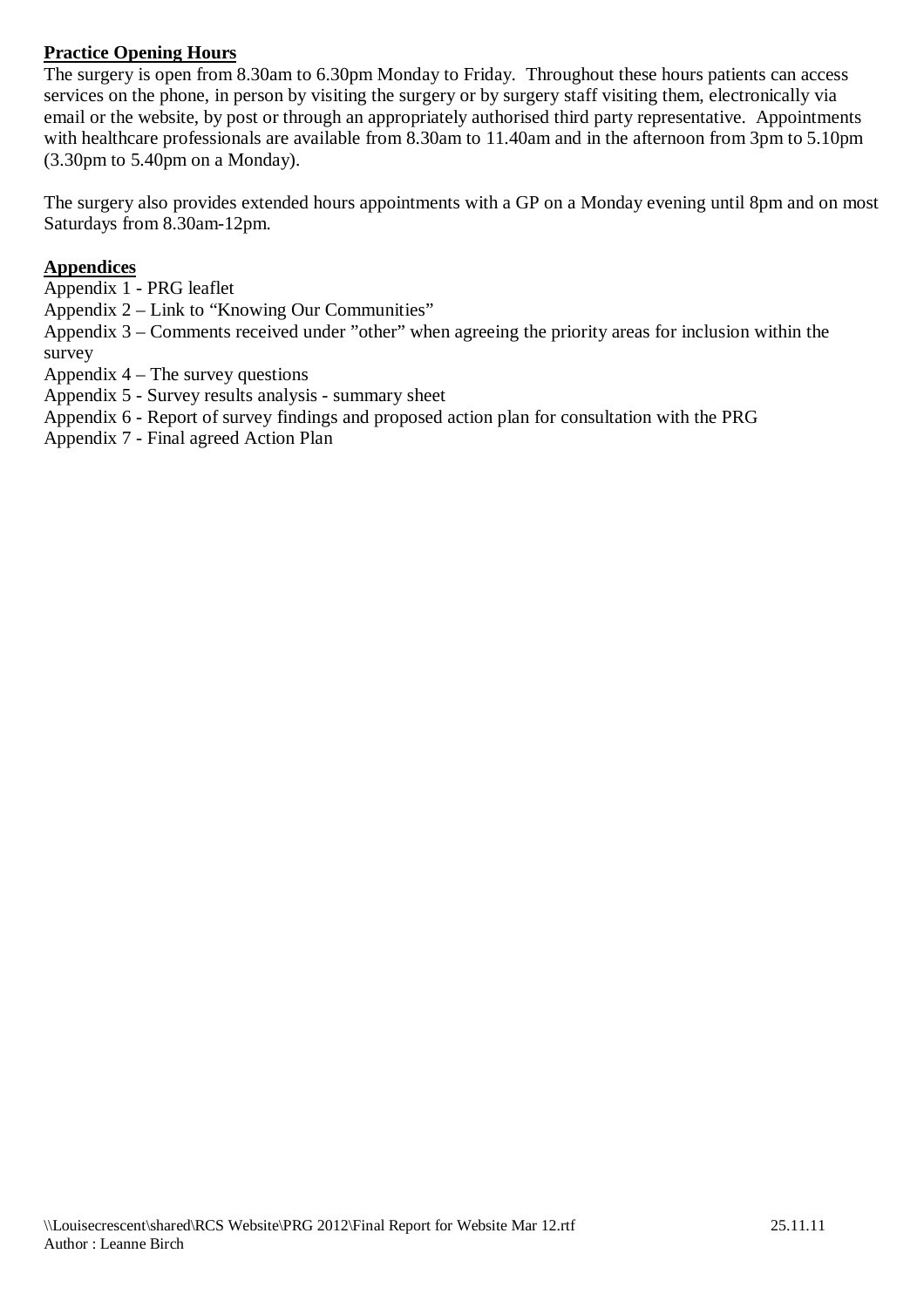**Practice Opening Hours**

The surgery is open from 8.30am to 6.30pm Monday to Friday. Throughout these hours patients can access services on the phone, in person by visiting the surgery or by surgery staff visiting them, electronically via email or the website, by post or through an appropriately authorised third party representative. Appointments with healthcare professionals are available from 8.30am to 11.40am and in the afternoon from 3pm to 5.10pm (3.30pm to 5.40pm on a Monday).

The surgery also provides extended hours appointments with a GP on a Monday evening until 8pm and on most Saturdays from 8.30am-12pm.

**Appendices**

Appendix 1 - PRG leaflet
Appendix 2 – Link to "Knowing Our Communities"
Appendix 3 – Comments received under "other" when agreeing the priority areas for inclusion within the survey
Appendix 4 – The survey questions
Appendix 5 - Survey results analysis - summary sheet
Appendix 6 - Report of survey findings and proposed action plan for consultation with the PRG
Appendix 7 - Final agreed Action Plan